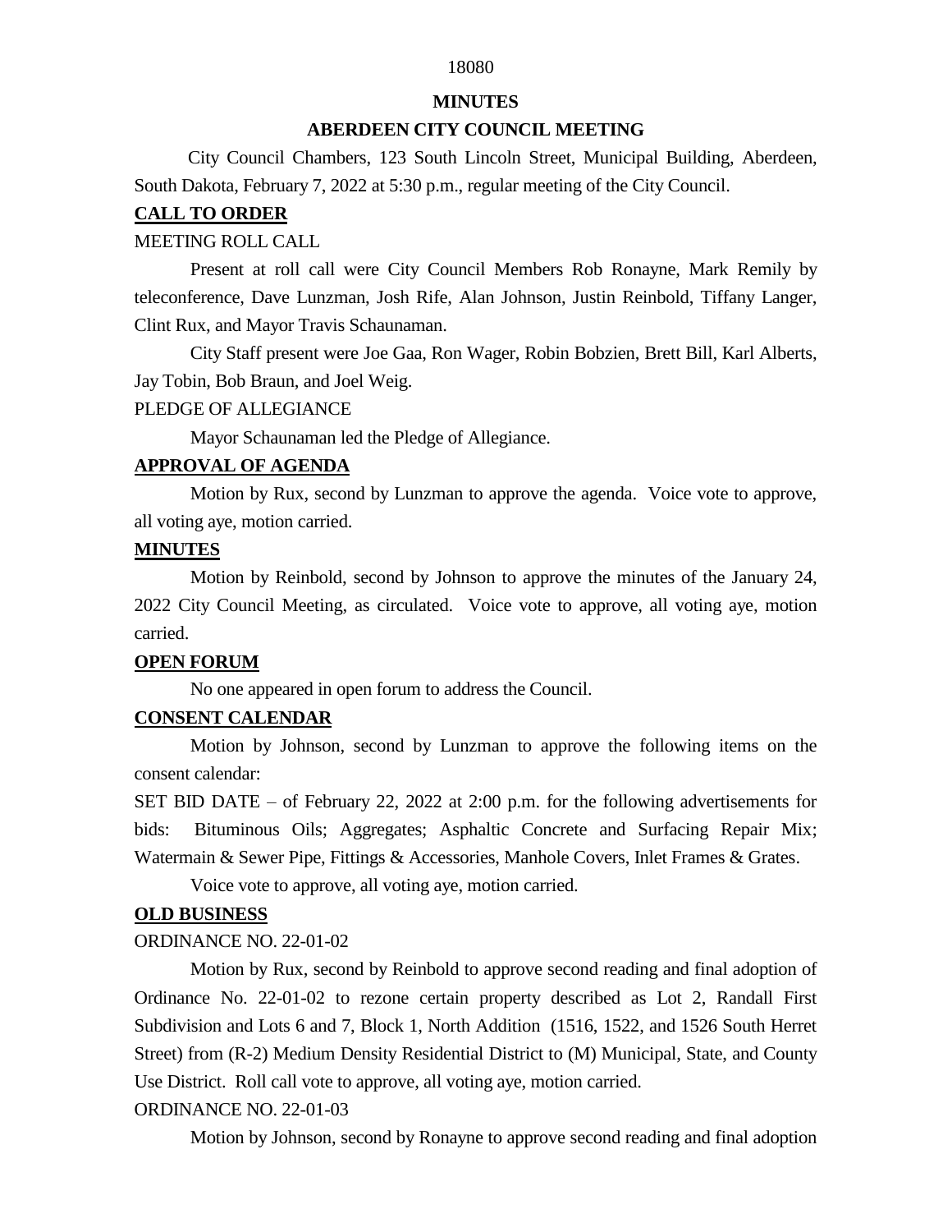# MINUTES

## ABERDEEN CITY COUNCIL MEETING

City Council Chambers, 123 South Lincoln Street, Municipal Building, Aberdeen, South Dakota, February 7, 2022 at 5:30 p.m., regular meeting of the City Council.

**CALL TO ORDER**

MEETING ROLL CALL

Present at roll call were City Council Members Rob Ronayne, Mark Remily by teleconference, Dave Lunzman, Josh Rife, Alan Johnson, Justin Reinbold, Tiffany Langer, Clint Rux, and Mayor Travis Schaunaman.

City Staff present were Joe Gaa, Ron Wager, Robin Bobzien, Brett Bill, Karl Alberts, Jay Tobin, Bob Braun, and Joel Weig.

PLEDGE OF ALLEGIANCE

Mayor Schaunaman led the Pledge of Allegiance.

**APPROVAL OF AGENDA**

Motion by Rux, second by Lunzman to approve the agenda. Voice vote to approve, all voting aye, motion carried.

**MINUTES**

Motion by Reinbold, second by Johnson to approve the minutes of the January 24, 2022 City Council Meeting, as circulated. Voice vote to approve, all voting aye, motion carried.

**OPEN FORUM**

No one appeared in open forum to address the Council.

**CONSENT CALENDAR**

Motion by Johnson, second by Lunzman to approve the following items on the consent calendar:

SET BID DATE – of February 22, 2022 at 2:00 p.m. for the following advertisements for bids: Bituminous Oils; Aggregates; Asphaltic Concrete and Surfacing Repair Mix; Watermain & Sewer Pipe, Fittings & Accessories, Manhole Covers, Inlet Frames & Grates.

Voice vote to approve, all voting aye, motion carried.

**OLD BUSINESS**

ORDINANCE NO. 22-01-02

Motion by Rux, second by Reinbold to approve second reading and final adoption of Ordinance No. 22-01-02 to rezone certain property described as Lot 2, Randall First Subdivision and Lots 6 and 7, Block 1, North Addition (1516, 1522, and 1526 South Herret Street) from (R-2) Medium Density Residential District to (M) Municipal, State, and County Use District. Roll call vote to approve, all voting aye, motion carried.

ORDINANCE NO. 22-01-03

Motion by Johnson, second by Ronayne to approve second reading and final adoption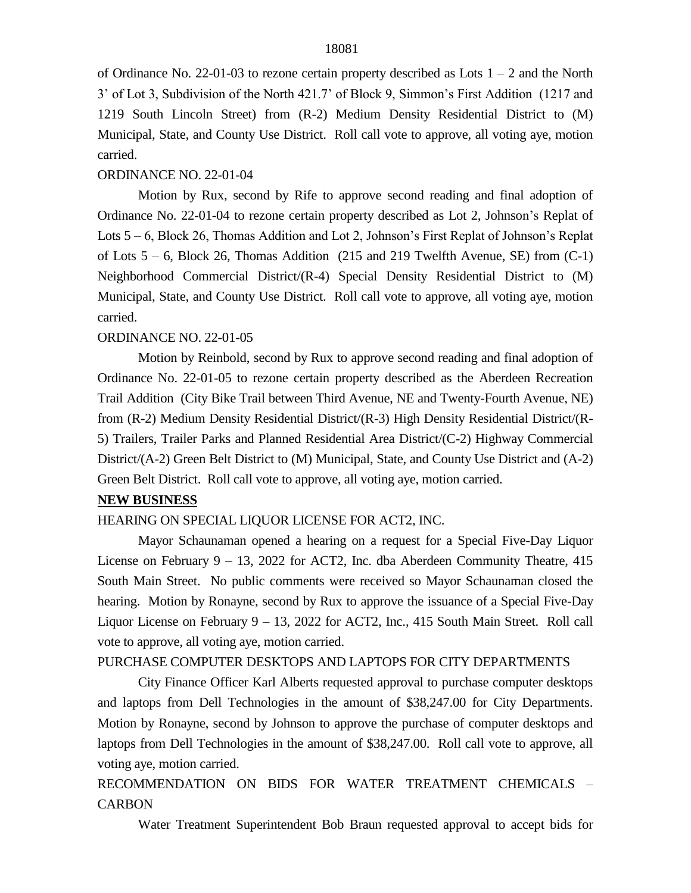of Ordinance No. 22-01-03 to rezone certain property described as Lots 1 – 2 and the North 3' of Lot 3, Subdivision of the North 421.7' of Block 9, Simmon's First Addition (1217 and 1219 South Lincoln Street) from (R-2) Medium Density Residential District to (M) Municipal, State, and County Use District. Roll call vote to approve, all voting aye, motion carried.

ORDINANCE NO. 22-01-04

Motion by Rux, second by Rife to approve second reading and final adoption of Ordinance No. 22-01-04 to rezone certain property described as Lot 2, Johnson's Replat of Lots 5 – 6, Block 26, Thomas Addition and Lot 2, Johnson's First Replat of Johnson's Replat of Lots 5 – 6, Block 26, Thomas Addition (215 and 219 Twelfth Avenue, SE) from (C-1) Neighborhood Commercial District/(R-4) Special Density Residential District to (M) Municipal, State, and County Use District. Roll call vote to approve, all voting aye, motion carried.

ORDINANCE NO. 22-01-05

Motion by Reinbold, second by Rux to approve second reading and final adoption of Ordinance No. 22-01-05 to rezone certain property described as the Aberdeen Recreation Trail Addition (City Bike Trail between Third Avenue, NE and Twenty-Fourth Avenue, NE) from (R-2) Medium Density Residential District/(R-3) High Density Residential District/(R-5) Trailers, Trailer Parks and Planned Residential Area District/(C-2) Highway Commercial District/(A-2) Green Belt District to (M) Municipal, State, and County Use District and (A-2) Green Belt District. Roll call vote to approve, all voting aye, motion carried.

**NEW BUSINESS**

HEARING ON SPECIAL LIQUOR LICENSE FOR ACT2, INC.

Mayor Schaunaman opened a hearing on a request for a Special Five-Day Liquor License on February 9 – 13, 2022 for ACT2, Inc. dba Aberdeen Community Theatre, 415 South Main Street. No public comments were received so Mayor Schaunaman closed the hearing. Motion by Ronayne, second by Rux to approve the issuance of a Special Five-Day Liquor License on February 9 – 13, 2022 for ACT2, Inc., 415 South Main Street. Roll call vote to approve, all voting aye, motion carried.

PURCHASE COMPUTER DESKTOPS AND LAPTOPS FOR CITY DEPARTMENTS

City Finance Officer Karl Alberts requested approval to purchase computer desktops and laptops from Dell Technologies in the amount of $38,247.00 for City Departments. Motion by Ronayne, second by Johnson to approve the purchase of computer desktops and laptops from Dell Technologies in the amount of $38,247.00. Roll call vote to approve, all voting aye, motion carried.

RECOMMENDATION ON BIDS FOR WATER TREATMENT CHEMICALS – CARBON

Water Treatment Superintendent Bob Braun requested approval to accept bids for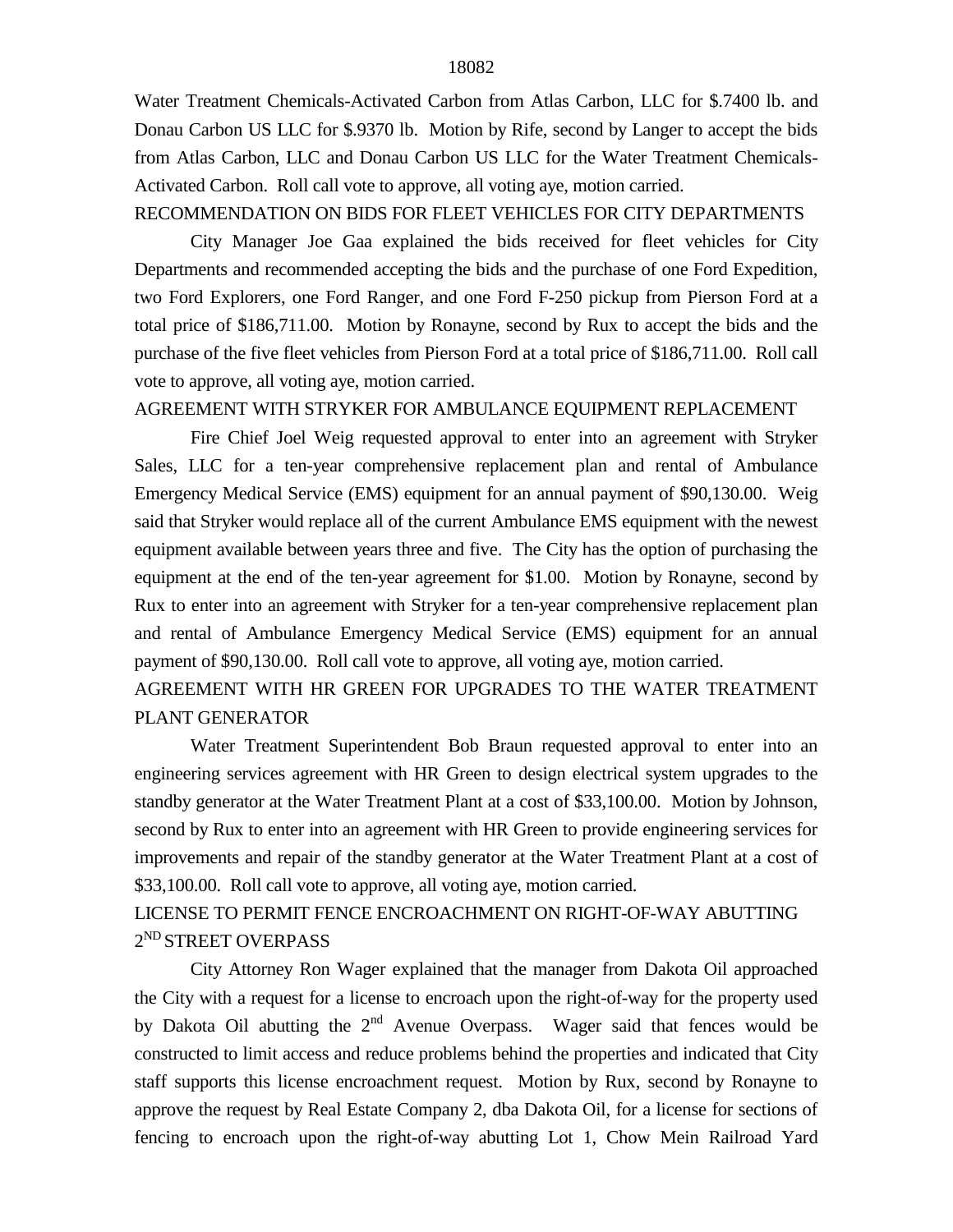Water Treatment Chemicals-Activated Carbon from Atlas Carbon, LLC for $.7400 lb. and Donau Carbon US LLC for $.9370 lb. Motion by Rife, second by Langer to accept the bids from Atlas Carbon, LLC and Donau Carbon US LLC for the Water Treatment Chemicals-Activated Carbon. Roll call vote to approve, all voting aye, motion carried.

RECOMMENDATION ON BIDS FOR FLEET VEHICLES FOR CITY DEPARTMENTS

City Manager Joe Gaa explained the bids received for fleet vehicles for City Departments and recommended accepting the bids and the purchase of one Ford Expedition, two Ford Explorers, one Ford Ranger, and one Ford F-250 pickup from Pierson Ford at a total price of $186,711.00. Motion by Ronayne, second by Rux to accept the bids and the purchase of the five fleet vehicles from Pierson Ford at a total price of $186,711.00. Roll call vote to approve, all voting aye, motion carried.

AGREEMENT WITH STRYKER FOR AMBULANCE EQUIPMENT REPLACEMENT

Fire Chief Joel Weig requested approval to enter into an agreement with Stryker Sales, LLC for a ten-year comprehensive replacement plan and rental of Ambulance Emergency Medical Service (EMS) equipment for an annual payment of $90,130.00. Weig said that Stryker would replace all of the current Ambulance EMS equipment with the newest equipment available between years three and five. The City has the option of purchasing the equipment at the end of the ten-year agreement for $1.00. Motion by Ronayne, second by Rux to enter into an agreement with Stryker for a ten-year comprehensive replacement plan and rental of Ambulance Emergency Medical Service (EMS) equipment for an annual payment of $90,130.00. Roll call vote to approve, all voting aye, motion carried.

AGREEMENT WITH HR GREEN FOR UPGRADES TO THE WATER TREATMENT PLANT GENERATOR

Water Treatment Superintendent Bob Braun requested approval to enter into an engineering services agreement with HR Green to design electrical system upgrades to the standby generator at the Water Treatment Plant at a cost of $33,100.00. Motion by Johnson, second by Rux to enter into an agreement with HR Green to provide engineering services for improvements and repair of the standby generator at the Water Treatment Plant at a cost of $33,100.00. Roll call vote to approve, all voting aye, motion carried.

LICENSE TO PERMIT FENCE ENCROACHMENT ON RIGHT-OF-WAY ABUTTING 2ND STREET OVERPASS

City Attorney Ron Wager explained that the manager from Dakota Oil approached the City with a request for a license to encroach upon the right-of-way for the property used by Dakota Oil abutting the 2nd Avenue Overpass. Wager said that fences would be constructed to limit access and reduce problems behind the properties and indicated that City staff supports this license encroachment request. Motion by Rux, second by Ronayne to approve the request by Real Estate Company 2, dba Dakota Oil, for a license for sections of fencing to encroach upon the right-of-way abutting Lot 1, Chow Mein Railroad Yard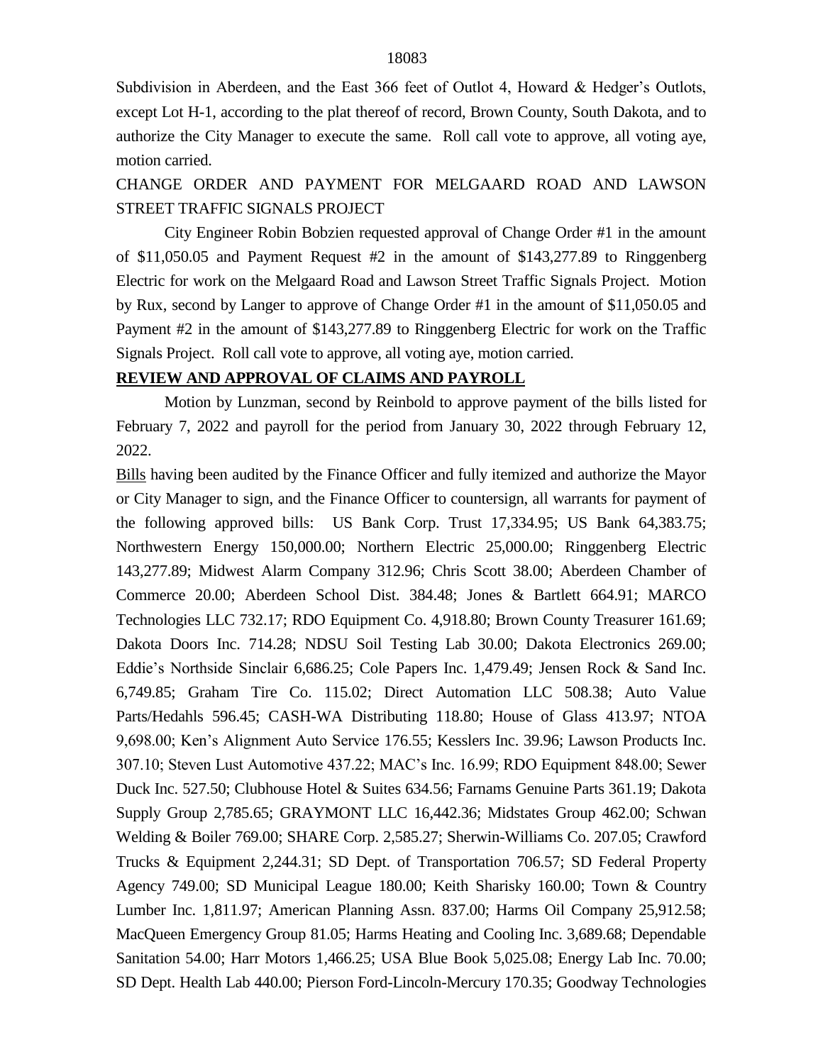Subdivision in Aberdeen, and the East 366 feet of Outlot 4, Howard & Hedger's Outlots, except Lot H-1, according to the plat thereof of record, Brown County, South Dakota, and to authorize the City Manager to execute the same. Roll call vote to approve, all voting aye, motion carried.

CHANGE ORDER AND PAYMENT FOR MELGAARD ROAD AND LAWSON STREET TRAFFIC SIGNALS PROJECT

City Engineer Robin Bobzien requested approval of Change Order #1 in the amount of $11,050.05 and Payment Request #2 in the amount of $143,277.89 to Ringgenberg Electric for work on the Melgaard Road and Lawson Street Traffic Signals Project. Motion by Rux, second by Langer to approve of Change Order #1 in the amount of $11,050.05 and Payment #2 in the amount of $143,277.89 to Ringgenberg Electric for work on the Traffic Signals Project. Roll call vote to approve, all voting aye, motion carried.

**REVIEW AND APPROVAL OF CLAIMS AND PAYROLL**

Motion by Lunzman, second by Reinbold to approve payment of the bills listed for February 7, 2022 and payroll for the period from January 30, 2022 through February 12, 2022.

Bills having been audited by the Finance Officer and fully itemized and authorize the Mayor or City Manager to sign, and the Finance Officer to countersign, all warrants for payment of the following approved bills: US Bank Corp. Trust 17,334.95; US Bank 64,383.75; Northwestern Energy 150,000.00; Northern Electric 25,000.00; Ringgenberg Electric 143,277.89; Midwest Alarm Company 312.96; Chris Scott 38.00; Aberdeen Chamber of Commerce 20.00; Aberdeen School Dist. 384.48; Jones & Bartlett 664.91; MARCO Technologies LLC 732.17; RDO Equipment Co. 4,918.80; Brown County Treasurer 161.69; Dakota Doors Inc. 714.28; NDSU Soil Testing Lab 30.00; Dakota Electronics 269.00; Eddie's Northside Sinclair 6,686.25; Cole Papers Inc. 1,479.49; Jensen Rock & Sand Inc. 6,749.85; Graham Tire Co. 115.02; Direct Automation LLC 508.38; Auto Value Parts/Hedahls 596.45; CASH-WA Distributing 118.80; House of Glass 413.97; NTOA 9,698.00; Ken's Alignment Auto Service 176.55; Kesslers Inc. 39.96; Lawson Products Inc. 307.10; Steven Lust Automotive 437.22; MAC's Inc. 16.99; RDO Equipment 848.00; Sewer Duck Inc. 527.50; Clubhouse Hotel & Suites 634.56; Farnams Genuine Parts 361.19; Dakota Supply Group 2,785.65; GRAYMONT LLC 16,442.36; Midstates Group 462.00; Schwan Welding & Boiler 769.00; SHARE Corp. 2,585.27; Sherwin-Williams Co. 207.05; Crawford Trucks & Equipment 2,244.31; SD Dept. of Transportation 706.57; SD Federal Property Agency 749.00; SD Municipal League 180.00; Keith Sharisky 160.00; Town & Country Lumber Inc. 1,811.97; American Planning Assn. 837.00; Harms Oil Company 25,912.58; MacQueen Emergency Group 81.05; Harms Heating and Cooling Inc. 3,689.68; Dependable Sanitation 54.00; Harr Motors 1,466.25; USA Blue Book 5,025.08; Energy Lab Inc. 70.00; SD Dept. Health Lab 440.00; Pierson Ford-Lincoln-Mercury 170.35; Goodway Technologies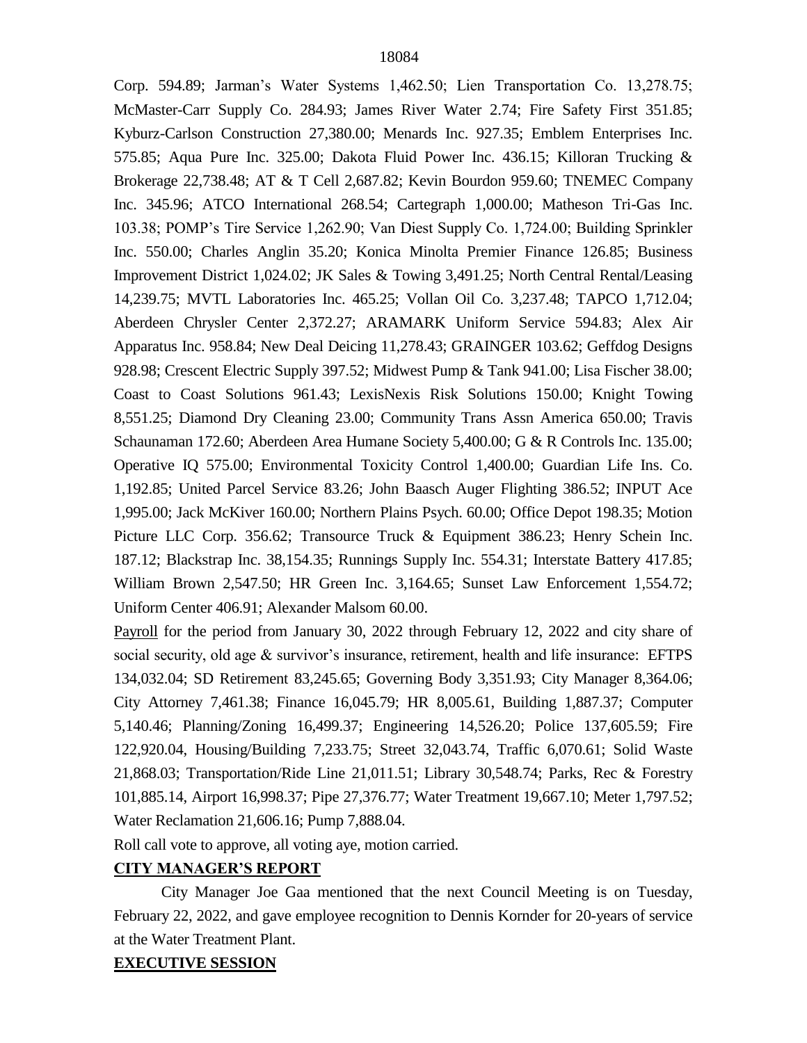Corp. 594.89; Jarman's Water Systems 1,462.50; Lien Transportation Co. 13,278.75; McMaster-Carr Supply Co. 284.93; James River Water 2.74; Fire Safety First 351.85; Kyburz-Carlson Construction 27,380.00; Menards Inc. 927.35; Emblem Enterprises Inc. 575.85; Aqua Pure Inc. 325.00; Dakota Fluid Power Inc. 436.15; Killoran Trucking & Brokerage 22,738.48; AT & T Cell 2,687.82; Kevin Bourdon 959.60; TNEMEC Company Inc. 345.96; ATCO International 268.54; Cartegraph 1,000.00; Matheson Tri-Gas Inc. 103.38; POMP's Tire Service 1,262.90; Van Diest Supply Co. 1,724.00; Building Sprinkler Inc. 550.00; Charles Anglin 35.20; Konica Minolta Premier Finance 126.85; Business Improvement District 1,024.02; JK Sales & Towing 3,491.25; North Central Rental/Leasing 14,239.75; MVTL Laboratories Inc. 465.25; Vollan Oil Co. 3,237.48; TAPCO 1,712.04; Aberdeen Chrysler Center 2,372.27; ARAMARK Uniform Service 594.83; Alex Air Apparatus Inc. 958.84; New Deal Deicing 11,278.43; GRAINGER 103.62; Geffdog Designs 928.98; Crescent Electric Supply 397.52; Midwest Pump & Tank 941.00; Lisa Fischer 38.00; Coast to Coast Solutions 961.43; LexisNexis Risk Solutions 150.00; Knight Towing 8,551.25; Diamond Dry Cleaning 23.00; Community Trans Assn America 650.00; Travis Schaunaman 172.60; Aberdeen Area Humane Society 5,400.00; G & R Controls Inc. 135.00; Operative IQ 575.00; Environmental Toxicity Control 1,400.00; Guardian Life Ins. Co. 1,192.85; United Parcel Service 83.26; John Baasch Auger Flighting 386.52; INPUT Ace 1,995.00; Jack McKiver 160.00; Northern Plains Psych. 60.00; Office Depot 198.35; Motion Picture LLC Corp. 356.62; Transource Truck & Equipment 386.23; Henry Schein Inc. 187.12; Blackstrap Inc. 38,154.35; Runnings Supply Inc. 554.31; Interstate Battery 417.85; William Brown 2,547.50; HR Green Inc. 3,164.65; Sunset Law Enforcement 1,554.72; Uniform Center 406.91; Alexander Malsom 60.00.

Payroll for the period from January 30, 2022 through February 12, 2022 and city share of social security, old age & survivor's insurance, retirement, health and life insurance: EFTPS 134,032.04; SD Retirement 83,245.65; Governing Body 3,351.93; City Manager 8,364.06; City Attorney 7,461.38; Finance 16,045.79; HR 8,005.61, Building 1,887.37; Computer 5,140.46; Planning/Zoning 16,499.37; Engineering 14,526.20; Police 137,605.59; Fire 122,920.04, Housing/Building 7,233.75; Street 32,043.74, Traffic 6,070.61; Solid Waste 21,868.03; Transportation/Ride Line 21,011.51; Library 30,548.74; Parks, Rec & Forestry 101,885.14, Airport 16,998.37; Pipe 27,376.77; Water Treatment 19,667.10; Meter 1,797.52; Water Reclamation 21,606.16; Pump 7,888.04.

Roll call vote to approve, all voting aye, motion carried.

## CITY MANAGER'S REPORT

City Manager Joe Gaa mentioned that the next Council Meeting is on Tuesday, February 22, 2022, and gave employee recognition to Dennis Kornder for 20-years of service at the Water Treatment Plant.

## EXECUTIVE SESSION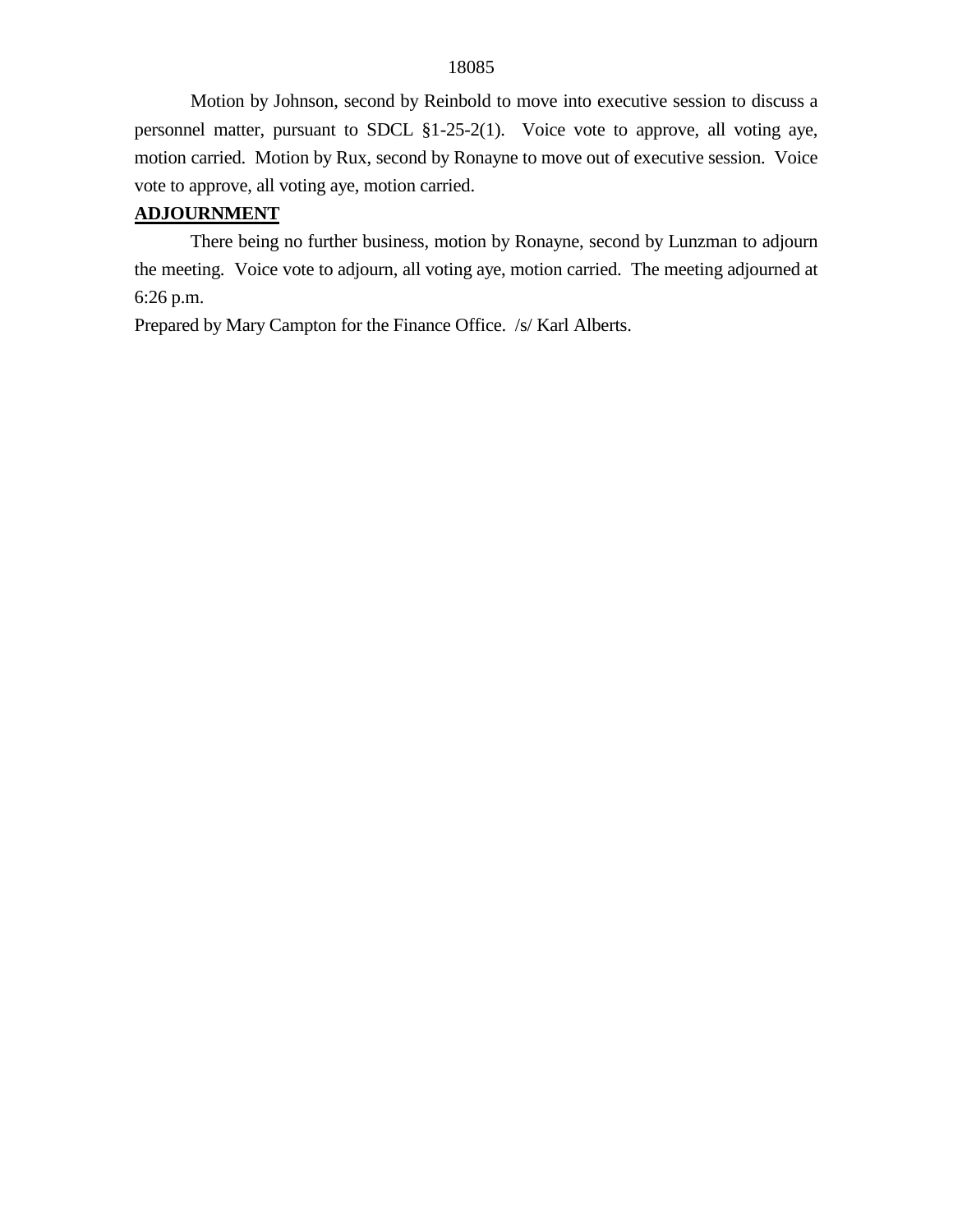Motion by Johnson, second by Reinbold to move into executive session to discuss a personnel matter, pursuant to SDCL §1-25-2(1). Voice vote to approve, all voting aye, motion carried. Motion by Rux, second by Ronayne to move out of executive session. Voice vote to approve, all voting aye, motion carried.

**ADJOURNMENT**

There being no further business, motion by Ronayne, second by Lunzman to adjourn the meeting. Voice vote to adjourn, all voting aye, motion carried. The meeting adjourned at 6:26 p.m.

Prepared by Mary Campton for the Finance Office. /s/ Karl Alberts.